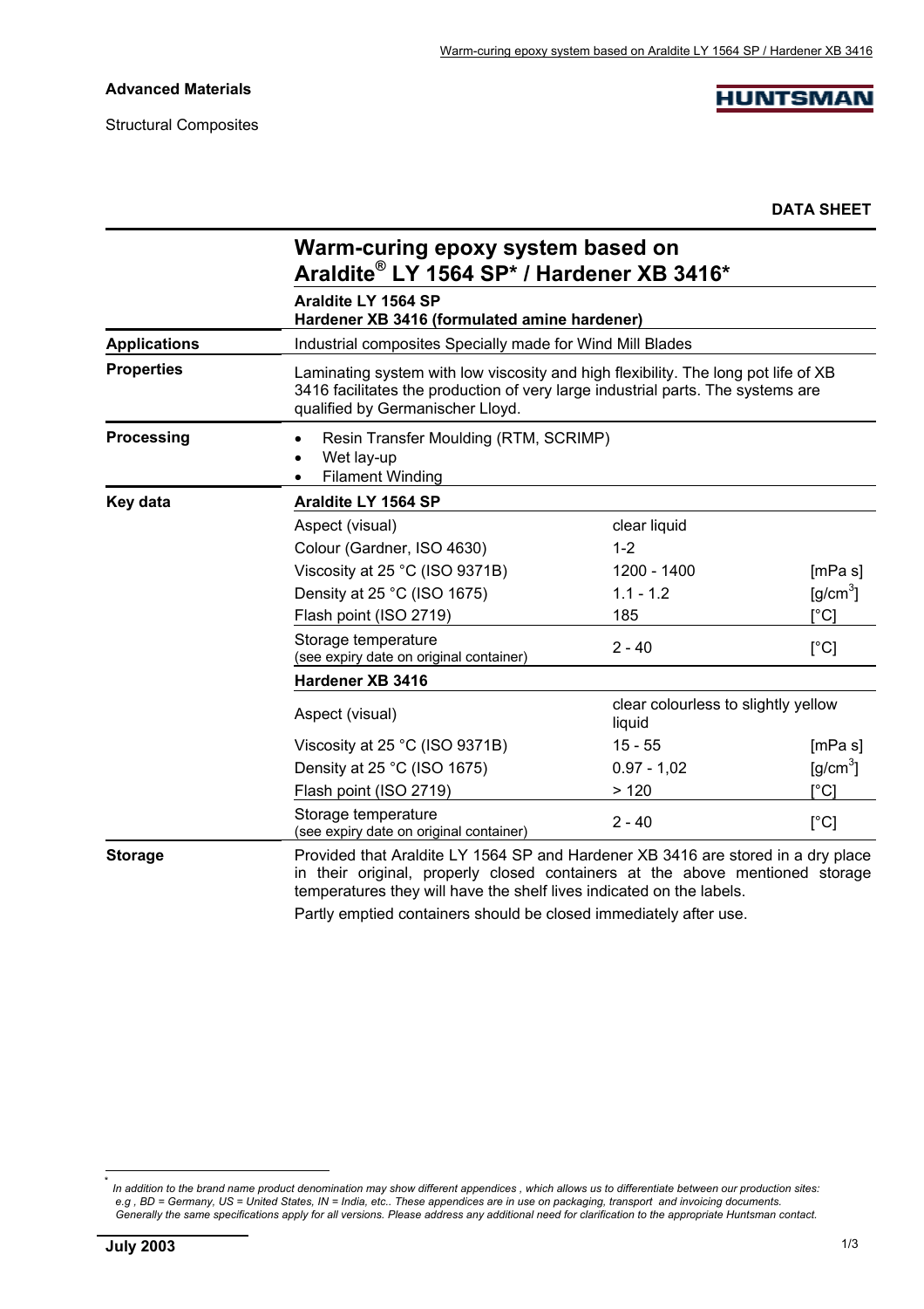**Advanced Materials**

Structural Composites

**HUNTSMAN**

**DATA SHEET**

# Warm-curing epoxy system based on Araldite® LY 1564 SP* / Hardener XB 3416*

**Araldite LY 1564 SP**
**Hardener XB 3416 (formulated amine hardener)**

| | |
|---|---|
| **Applications** | Industrial composites Specially made for Wind Mill Blades |
| **Properties** | Laminating system with low viscosity and high flexibility. The long pot life of XB 3416 facilitates the production of very large industrial parts. The systems are qualified by Germanischer Lloyd. |
| **Processing** | • Resin Transfer Moulding (RTM, SCRIMP)<br>• Wet lay-up<br>• Filament Winding |

**Key data**

| **Araldite LY 1564 SP** | | |
|---|---|---|
| Aspect (visual) | clear liquid | |
| Colour (Gardner, ISO 4630) | 1-2 | |
| Viscosity at 25 °C (ISO 9371B) | 1200 - 1400 | [mPa s] |
| Density at 25 °C (ISO 1675) | 1.1 - 1.2 | [g/cm$^3$] |
| Flash point (ISO 2719) | 185 | [°C] |
| Storage temperature (see expiry date on original container) | 2 - 40 | [°C] |
| **Hardener XB 3416** | | |
| Aspect (visual) | clear colourless to slightly yellow liquid | |
| Viscosity at 25 °C (ISO 9371B) | 15 - 55 | [mPa s] |
| Density at 25 °C (ISO 1675) | 0.97 - 1,02 | [g/cm$^3$] |
| Flash point (ISO 2719) | > 120 | [°C] |
| Storage temperature (see expiry date on original container) | 2 - 40 | [°C] |

**Storage**

Provided that Araldite LY 1564 SP and Hardener XB 3416 are stored in a dry place in their original, properly closed containers at the above mentioned storage temperatures they will have the shelf lives indicated on the labels.

Partly emptied containers should be closed immediately after use.

---

* *In addition to the brand name product denomination may show different appendices , which allows us to differentiate between our production sites: e.g , BD = Germany, US = United States, IN = India, etc.. These appendices are in use on packaging, transport and invoicing documents. Generally the same specifications apply for all versions. Please address any additional need for clarification to the appropriate Huntsman contact.*

**July 2003**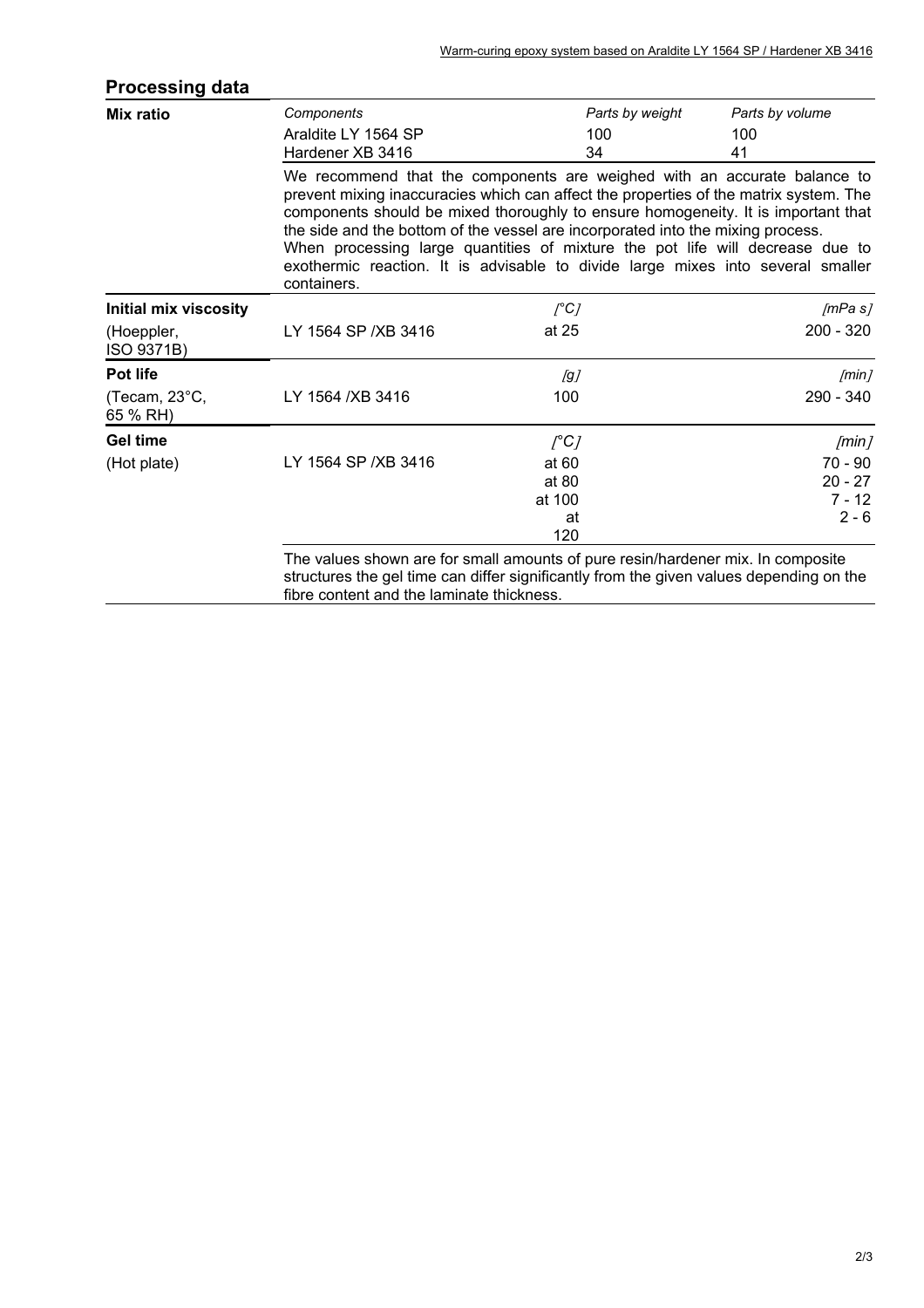## Processing data

| | | | |
|---|---|---|---|
| **Mix ratio** | *Components* | *Parts by weight* | *Parts by volume* |
| | Araldite LY 1564 SP | 100 | 100 |
| | Hardener XB 3416 | 34 | 41 |

We recommend that the components are weighed with an accurate balance to prevent mixing inaccuracies which can affect the properties of the matrix system. The components should be mixed thoroughly to ensure homogeneity. It is important that the side and the bottom of the vessel are incorporated into the mixing process.
When processing large quantities of mixture the pot life will decrease due to exothermic reaction. It is advisable to divide large mixes into several smaller containers.

| | | | |
|---|---|---|---|
| **Initial mix viscosity** | | *[°C]* | *[mPa s]* |
| (Hoeppler, ISO 9371B) | LY 1564 SP /XB 3416 | at 25 | 200 - 320 |
| **Pot life** | | *[g]* | *[min]* |
| (Tecam, 23°C, 65 % RH) | LY 1564 /XB 3416 | 100 | 290 - 340 |
| **Gel time** | | *[°C]* | *[min]* |
| (Hot plate) | LY 1564 SP /XB 3416 | at 60 | 70 - 90 |
| | | at 80 | 20 - 27 |
| | | at 100 | 7 - 12 |
| | | at 120 | 2 - 6 |

The values shown are for small amounts of pure resin/hardener mix. In composite structures the gel time can differ significantly from the given values depending on the fibre content and the laminate thickness.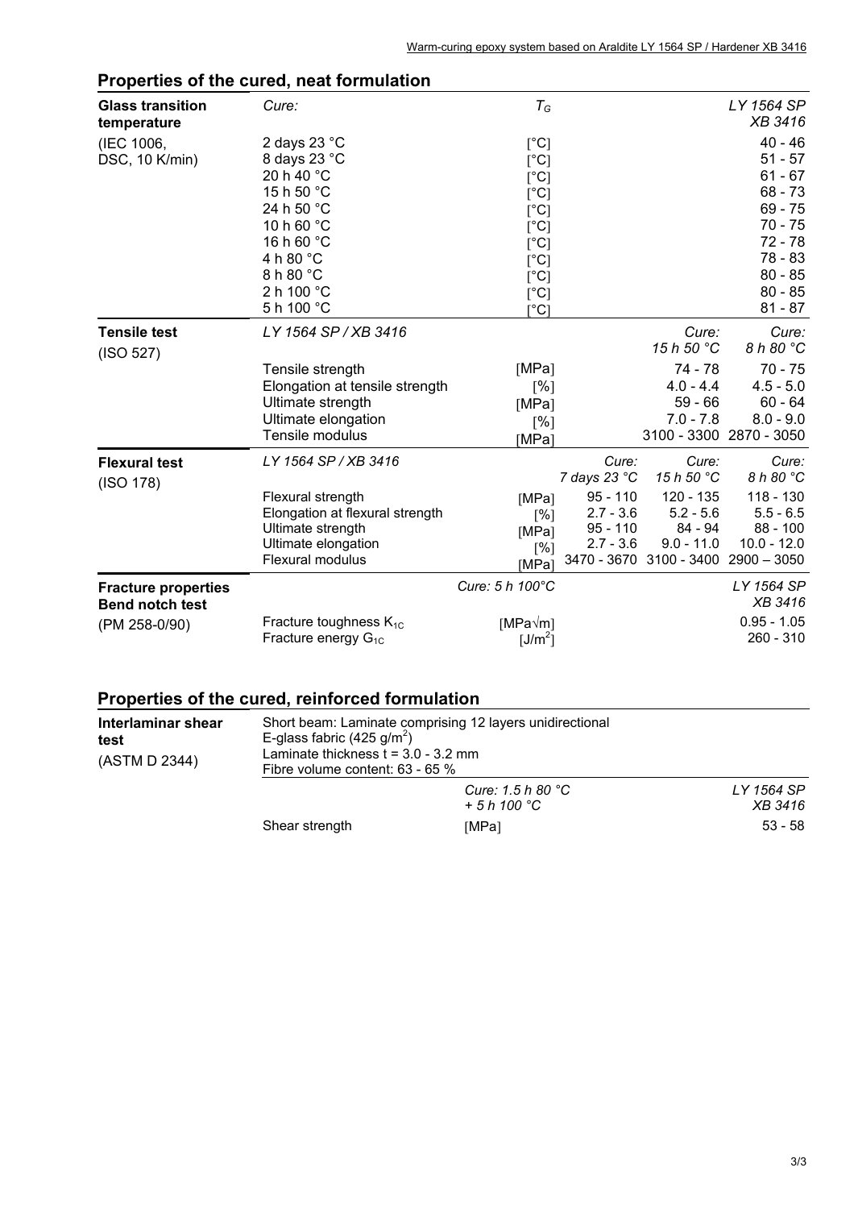## Properties of the cured, neat formulation

| **Glass transition temperature** | *Cure:* | $T_G$ | *LY 1564 SP XB 3416* |
|---|---|---|---|
| (IEC 1006, DSC, 10 K/min) | 2 days 23 °C | [°C] | 40 - 46 |
| | 8 days 23 °C | [°C] | 51 - 57 |
| | 20 h 40 °C | [°C] | 61 - 67 |
| | 15 h 50 °C | [°C] | 68 - 73 |
| | 24 h 50 °C | [°C] | 69 - 75 |
| | 10 h 60 °C | [°C] | 70 - 75 |
| | 16 h 60 °C | [°C] | 72 - 78 |
| | 4 h 80 °C | [°C] | 78 - 83 |
| | 8 h 80 °C | [°C] | 80 - 85 |
| | 2 h 100 °C | [°C] | 80 - 85 |
| | 5 h 100 °C | [°C] | 81 - 87 |

| **Tensile test** (ISO 527) | *LY 1564 SP / XB 3416* | | *Cure: 15 h 50 °C* | *Cure: 8 h 80 °C* |
|---|---|---|---|---|
| | Tensile strength | [MPa] | 74 - 78 | 70 - 75 |
| | Elongation at tensile strength | [%] | 4.0 - 4.4 | 4.5 - 5.0 |
| | Ultimate strength | [MPa] | 59 - 66 | 60 - 64 |
| | Ultimate elongation | [%] | 7.0 - 7.8 | 8.0 - 9.0 |
| | Tensile modulus | [MPa] | 3100 - 3300 | 2870 - 3050 |

| **Flexural test** (ISO 178) | *LY 1564 SP / XB 3416* | | *Cure: 7 days 23 °C* | *Cure: 15 h 50 °C* | *Cure: 8 h 80 °C* |
|---|---|---|---|---|---|
| | Flexural strength | [MPa] | 95 - 110 | 120 - 135 | 118 - 130 |
| | Elongation at flexural strength | [%] | 2.7 - 3.6 | 5.2 - 5.6 | 5.5 - 6.5 |
| | Ultimate strength | [MPa] | 95 - 110 | 84 - 94 | 88 - 100 |
| | Ultimate elongation | [%] | 2.7 - 3.6 | 9.0 - 11.0 | 10.0 - 12.0 |
| | Flexural modulus | [MPa] | 3470 - 3670 | 3100 - 3400 | 2900 – 3050 |

| **Fracture properties Bend notch test** (PM 258-0/90) | | *Cure: 5 h 100°C* | *LY 1564 SP XB 3416* |
|---|---|---|---|
| | Fracture toughness $K_{1C}$ | [MPa√m] | 0.95 - 1.05 |
| | Fracture energy $G_{1C}$ | [J/m$^2$] | 260 - 310 |

## Properties of the cured, reinforced formulation

**Interlaminar shear test** (ASTM D 2344)

Short beam: Laminate comprising 12 layers unidirectional E-glass fabric (425 g/m$^2$)
Laminate thickness t = 3.0 - 3.2 mm
Fibre volume content: 63 - 65 %

| | *Cure: 1.5 h 80 °C + 5 h 100 °C* | *LY 1564 SP XB 3416* |
|---|---|---|
| Shear strength | [MPa] | 53 - 58 |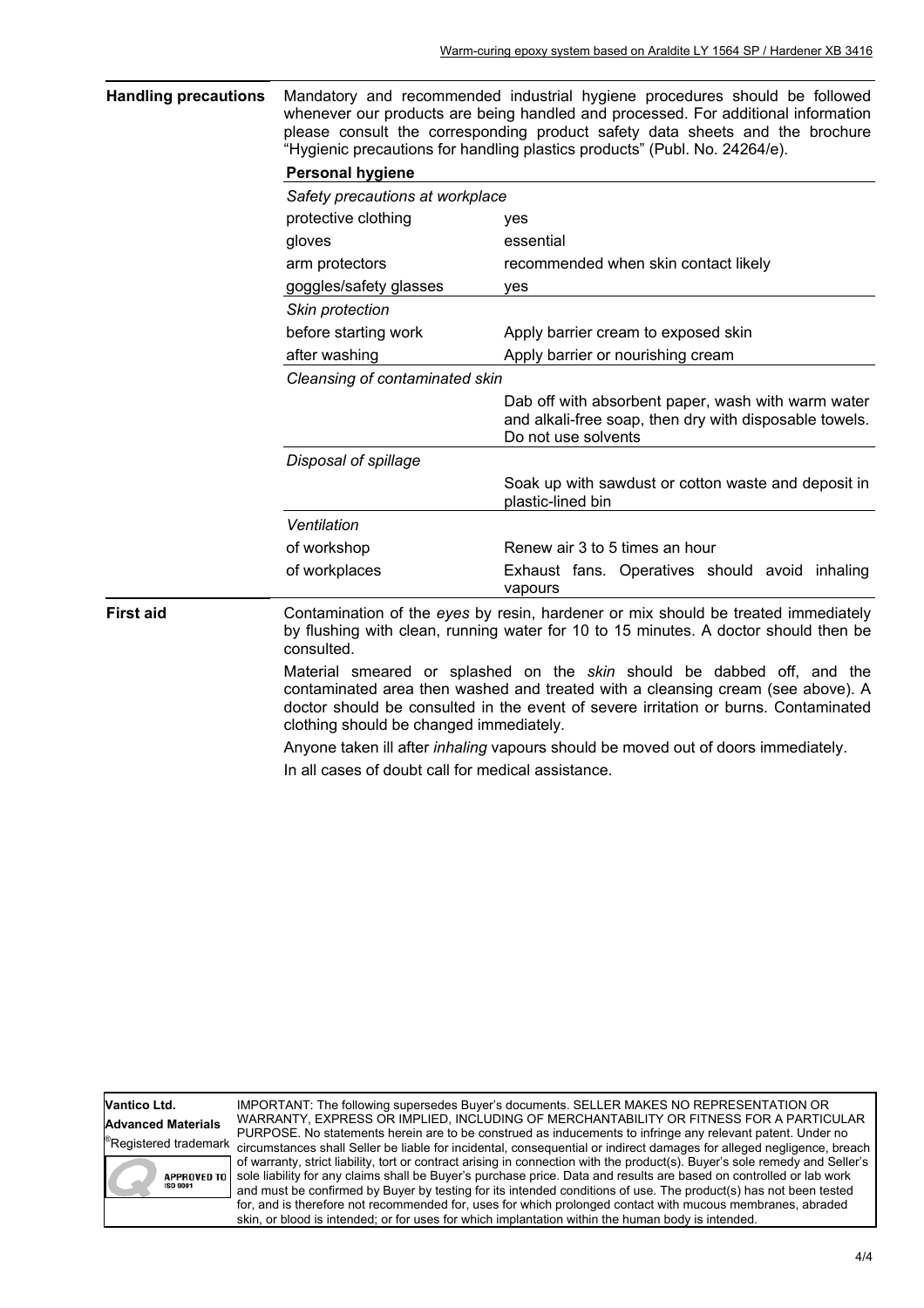**Handling precautions**

Mandatory and recommended industrial hygiene procedures should be followed whenever our products are being handled and processed. For additional information please consult the corresponding product safety data sheets and the brochure "Hygienic precautions for handling plastics products" (Publ. No. 24264/e).

**Personal hygiene**

| | |
|---|---|
| *Safety precautions at workplace* | |
| protective clothing | yes |
| gloves | essential |
| arm protectors | recommended when skin contact likely |
| goggles/safety glasses | yes |
| *Skin protection* | |
| before starting work | Apply barrier cream to exposed skin |
| after washing | Apply barrier or nourishing cream |
| *Cleansing of contaminated skin* | |
| | Dab off with absorbent paper, wash with warm water and alkali-free soap, then dry with disposable towels. Do not use solvents |
| *Disposal of spillage* | |
| | Soak up with sawdust or cotton waste and deposit in plastic-lined bin |
| *Ventilation* | |
| of workshop | Renew air 3 to 5 times an hour |
| of workplaces | Exhaust fans. Operatives should avoid inhaling vapours |

**First aid**

Contamination of the *eyes* by resin, hardener or mix should be treated immediately by flushing with clean, running water for 10 to 15 minutes. A doctor should then be consulted.

Material smeared or splashed on the *skin* should be dabbed off, and the contaminated area then washed and treated with a cleansing cream (see above). A doctor should be consulted in the event of severe irritation or burns. Contaminated clothing should be changed immediately.

Anyone taken ill after *inhaling* vapours should be moved out of doors immediately.

In all cases of doubt call for medical assistance.

**Vantico Ltd.**
**Advanced Materials**
®Registered trademark
APPROVED TO ISO 9001

IMPORTANT: The following supersedes Buyer's documents. SELLER MAKES NO REPRESENTATION OR WARRANTY, EXPRESS OR IMPLIED, INCLUDING OF MERCHANTABILITY OR FITNESS FOR A PARTICULAR PURPOSE. No statements herein are to be construed as inducements to infringe any relevant patent. Under no circumstances shall Seller be liable for incidental, consequential or indirect damages for alleged negligence, breach of warranty, strict liability, tort or contract arising in connection with the product(s). Buyer's sole remedy and Seller's sole liability for any claims shall be Buyer's purchase price. Data and results are based on controlled or lab work and must be confirmed by Buyer by testing for its intended conditions of use. The product(s) has not been tested for, and is therefore not recommended for, uses for which prolonged contact with mucous membranes, abraded skin, or blood is intended; or for uses for which implantation within the human body is intended.